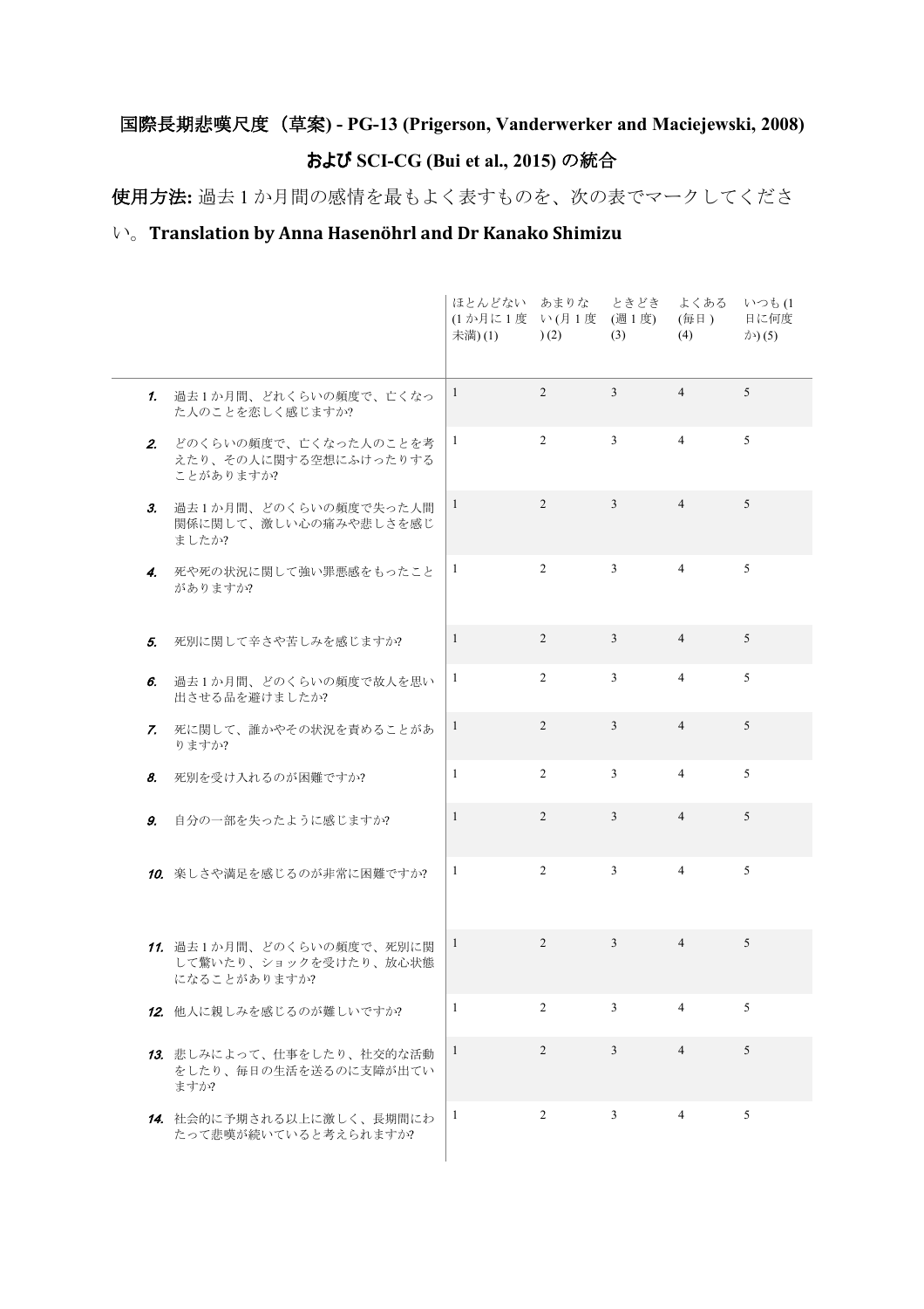**国際長期悲嘆尺度（草案) - PG-13 (Prigerson, Vanderwerker and Maciejewski, 2008)**

**および SCI-CG (Bui et al., 2015) の統合**

**使用方法:** 過去 1 か月間の感情を最もよく表すものを、次の表でマークしてください。**Translation by Anna Hasenöhrl and Dr Kanako Shimizu**

| | ほとんどない (1 か月に 1 度未満) (1) | あまりない (月 1 度 ) (2) | ときどき (週 1 度) (3) | よくある (毎日 ) (4) | いつも (1 日に何度か) (5) |
|---|---|---|---|---|---|
| ***1.*** 過去 1 か月間、どれくらいの頻度で、亡くなった人のことを恋しく感じますか? | 1 | 2 | 3 | 4 | 5 |
| ***2.*** どのくらいの頻度で、亡くなった人のことを考えたり、その人に関する空想にふけったりすることがありますか? | 1 | 2 | 3 | 4 | 5 |
| ***3.*** 過去 1 か月間、どのくらいの頻度で失った人間関係に関して、激しい心の痛みや悲しさを感じましたか? | 1 | 2 | 3 | 4 | 5 |
| ***4.*** 死や死の状況に関して強い罪悪感をもったことがありますか? | 1 | 2 | 3 | 4 | 5 |
| ***5.*** 死別に関して辛さや苦しみを感じますか? | 1 | 2 | 3 | 4 | 5 |
| ***6.*** 過去 1 か月間、どのくらいの頻度で故人を思い出させる品を避けましたか? | 1 | 2 | 3 | 4 | 5 |
| ***7.*** 死に関して、誰かやその状況を責めることがありますか? | 1 | 2 | 3 | 4 | 5 |
| ***8.*** 死別を受け入れるのが困難ですか? | 1 | 2 | 3 | 4 | 5 |
| ***9.*** 自分の一部を失ったように感じますか? | 1 | 2 | 3 | 4 | 5 |
| ***10.*** 楽しさや満足を感じるのが非常に困難ですか? | 1 | 2 | 3 | 4 | 5 |
| ***11.*** 過去 1 か月間、どのくらいの頻度で、死別に関して驚いたり、ショックを受けたり、放心状態になることがありますか? | 1 | 2 | 3 | 4 | 5 |
| ***12.*** 他人に親しみを感じるのが難しいですか? | 1 | 2 | 3 | 4 | 5 |
| ***13.*** 悲しみによって、仕事をしたり、社交的な活動をしたり、毎日の生活を送るのに支障が出ていますか? | 1 | 2 | 3 | 4 | 5 |
| ***14.*** 社会的に予期される以上に激しく、長期間にわたって悲嘆が続いていると考えられますか? | 1 | 2 | 3 | 4 | 5 |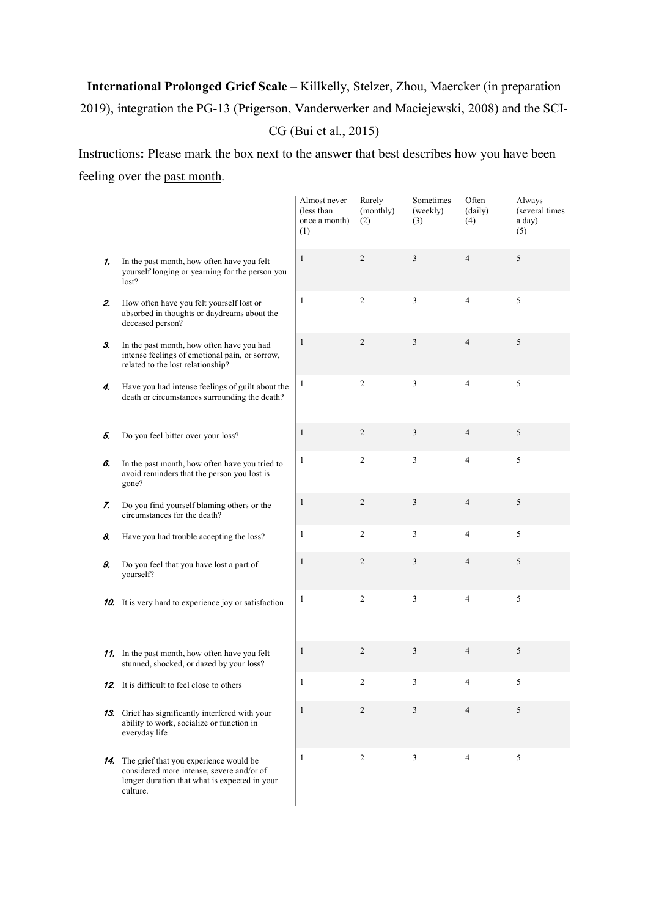**International Prolonged Grief Scale** – Killkelly, Stelzer, Zhou, Maercker (in preparation 2019), integration the PG-13 (Prigerson, Vanderwerker and Maciejewski, 2008) and the SCI-CG (Bui et al., 2015)

Instructions**:** Please mark the box next to the answer that best describes how you have been feeling over the past month.

| | | Almost never (less than once a month) (1) | Rarely (monthly) (2) | Sometimes (weekly) (3) | Often (daily) (4) | Always (several times a day) (5) |
|---|---|---|---|---|---|---|
| ***1.*** | In the past month, how often have you felt yourself longing or yearning for the person you lost? | 1 | 2 | 3 | 4 | 5 |
| ***2.*** | How often have you felt yourself lost or absorbed in thoughts or daydreams about the deceased person? | 1 | 2 | 3 | 4 | 5 |
| ***3.*** | In the past month, how often have you had intense feelings of emotional pain, or sorrow, related to the lost relationship? | 1 | 2 | 3 | 4 | 5 |
| ***4.*** | Have you had intense feelings of guilt about the death or circumstances surrounding the death? | 1 | 2 | 3 | 4 | 5 |
| ***5.*** | Do you feel bitter over your loss? | 1 | 2 | 3 | 4 | 5 |
| ***6.*** | In the past month, how often have you tried to avoid reminders that the person you lost is gone? | 1 | 2 | 3 | 4 | 5 |
| ***7.*** | Do you find yourself blaming others or the circumstances for the death? | 1 | 2 | 3 | 4 | 5 |
| ***8.*** | Have you had trouble accepting the loss? | 1 | 2 | 3 | 4 | 5 |
| ***9.*** | Do you feel that you have lost a part of yourself? | 1 | 2 | 3 | 4 | 5 |
| ***10.*** | It is very hard to experience joy or satisfaction | 1 | 2 | 3 | 4 | 5 |
| ***11.*** | In the past month, how often have you felt stunned, shocked, or dazed by your loss? | 1 | 2 | 3 | 4 | 5 |
| ***12.*** | It is difficult to feel close to others | 1 | 2 | 3 | 4 | 5 |
| ***13.*** | Grief has significantly interfered with your ability to work, socialize or function in everyday life | 1 | 2 | 3 | 4 | 5 |
| ***14.*** | The grief that you experience would be considered more intense, severe and/or of longer duration that what is expected in your culture. | 1 | 2 | 3 | 4 | 5 |